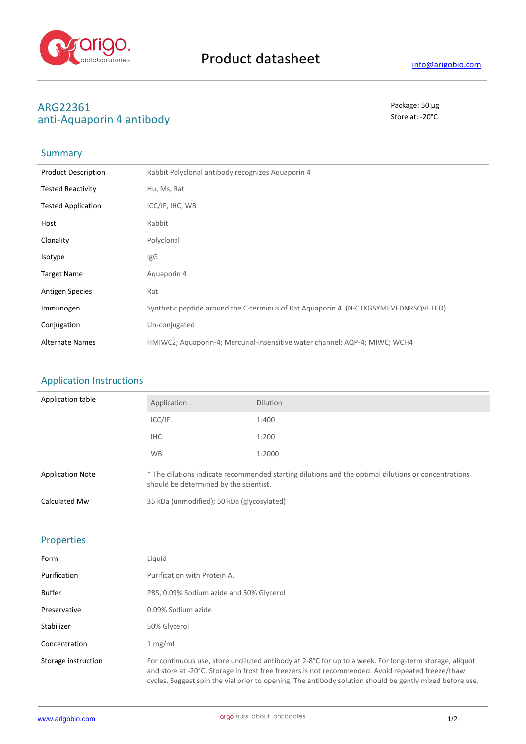Product datasheet

info@arigobio.com

# ARG22361
# anti-Aquaporin 4 antibody

Package: 50 μg
Store at: -20°C

## Summary

| | |
|---|---|
| Product Description | Rabbit Polyclonal antibody recognizes Aquaporin 4 |
| Tested Reactivity | Hu, Ms, Rat |
| Tested Application | ICC/IF, IHC, WB |
| Host | Rabbit |
| Clonality | Polyclonal |
| Isotype | IgG |
| Target Name | Aquaporin 4 |
| Antigen Species | Rat |
| Immunogen | Synthetic peptide around the C-terminus of Rat Aquaporin 4. (N-CTKGSYMEVEDNRSQVETED) |
| Conjugation | Un-conjugated |
| Alternate Names | HMIWC2; Aquaporin-4; Mercurial-insensitive water channel; AQP-4; MIWC; WCH4 |

## Application Instructions

Application table

| Application | Dilution |
|---|---|
| ICC/IF | 1:400 |
| IHC | 1:200 |
| WB | 1:2000 |

| | |
|---|---|
| Application Note | * The dilutions indicate recommended starting dilutions and the optimal dilutions or concentrations should be determined by the scientist. |
| Calculated Mw | 35 kDa (unmodified); 50 kDa (glycosylated) |

## Properties

| | |
|---|---|
| Form | Liquid |
| Purification | Purification with Protein A. |
| Buffer | PBS, 0.09% Sodium azide and 50% Glycerol |
| Preservative | 0.09% Sodium azide |
| Stabilizer | 50% Glycerol |
| Concentration | 1 mg/ml |
| Storage instruction | For continuous use, store undiluted antibody at 2-8°C for up to a week. For long-term storage, aliquot and store at -20°C. Storage in frost free freezers is not recommended. Avoid repeated freeze/thaw cycles. Suggest spin the vial prior to opening. The antibody solution should be gently mixed before use. |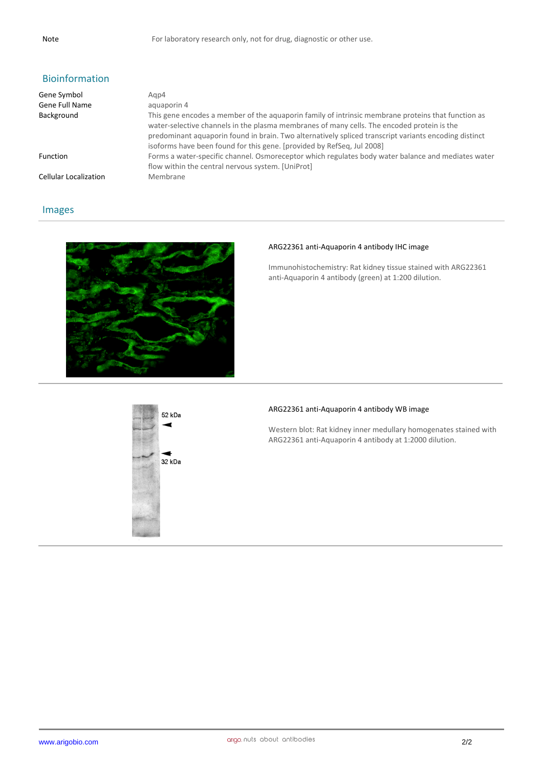| | |
|---|---|
| Note | For laboratory research only, not for drug, diagnostic or other use. |

## Bioinformation

| | |
|---|---|
| Gene Symbol | Aqp4 |
| Gene Full Name | aquaporin 4 |
| Background | This gene encodes a member of the aquaporin family of intrinsic membrane proteins that function as water-selective channels in the plasma membranes of many cells. The encoded protein is the predominant aquaporin found in brain. Two alternatively spliced transcript variants encoding distinct isoforms have been found for this gene. [provided by RefSeq, Jul 2008] |
| Function | Forms a water-specific channel. Osmoreceptor which regulates body water balance and mediates water flow within the central nervous system. [UniProt] |
| Cellular Localization | Membrane |

## Images

**ARG22361 anti-Aquaporin 4 antibody IHC image**

Immunohistochemistry: Rat kidney tissue stained with ARG22361 anti-Aquaporin 4 antibody (green) at 1:200 dilution.

52 kDa

32 kDa

**ARG22361 anti-Aquaporin 4 antibody WB image**

Western blot: Rat kidney inner medullary homogenates stained with ARG22361 anti-Aquaporin 4 antibody at 1:2000 dilution.